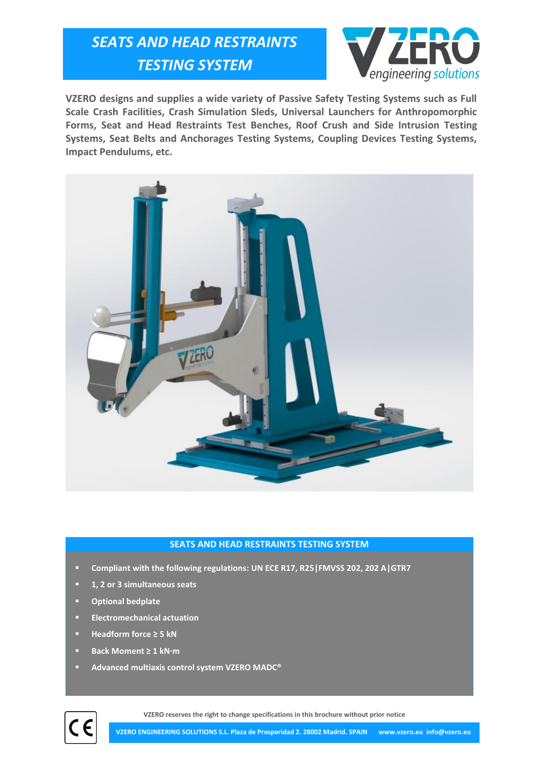# SEATS AND HEAD RESTRAINTS TESTING SYSTEM

VZERO designs and supplies a wide variety of Passive Safety Testing Systems such as Full Scale Crash Facilities, Crash Simulation Sleds, Universal Launchers for Anthropomorphic Forms, Seat and Head Restraints Test Benches, Roof Crush and Side Intrusion Testing Systems, Seat Belts and Anchorages Testing Systems, Coupling Devices Testing Systems, Impact Pendulums, etc.

## SEATS AND HEAD RESTRAINTS TESTING SYSTEM

- Compliant with the following regulations: UN ECE R17, R25|FMVSS 202, 202 A|GTR7
- 1, 2 or 3 simultaneous seats
- Optional bedplate
- Electromechanical actuation
- Headform force ≥ 5 kN
- Back Moment ≥ 1 kN·m
- Advanced multiaxis control system VZERO MADC®

VZERO reserves the right to change specifications in this brochure without prior notice

VZERO ENGINEERING SOLUTIONS S.L. Plaza de Prosperidad 2. 28002 Madrid. SPAIN www.vzero.eu info@vzero.eu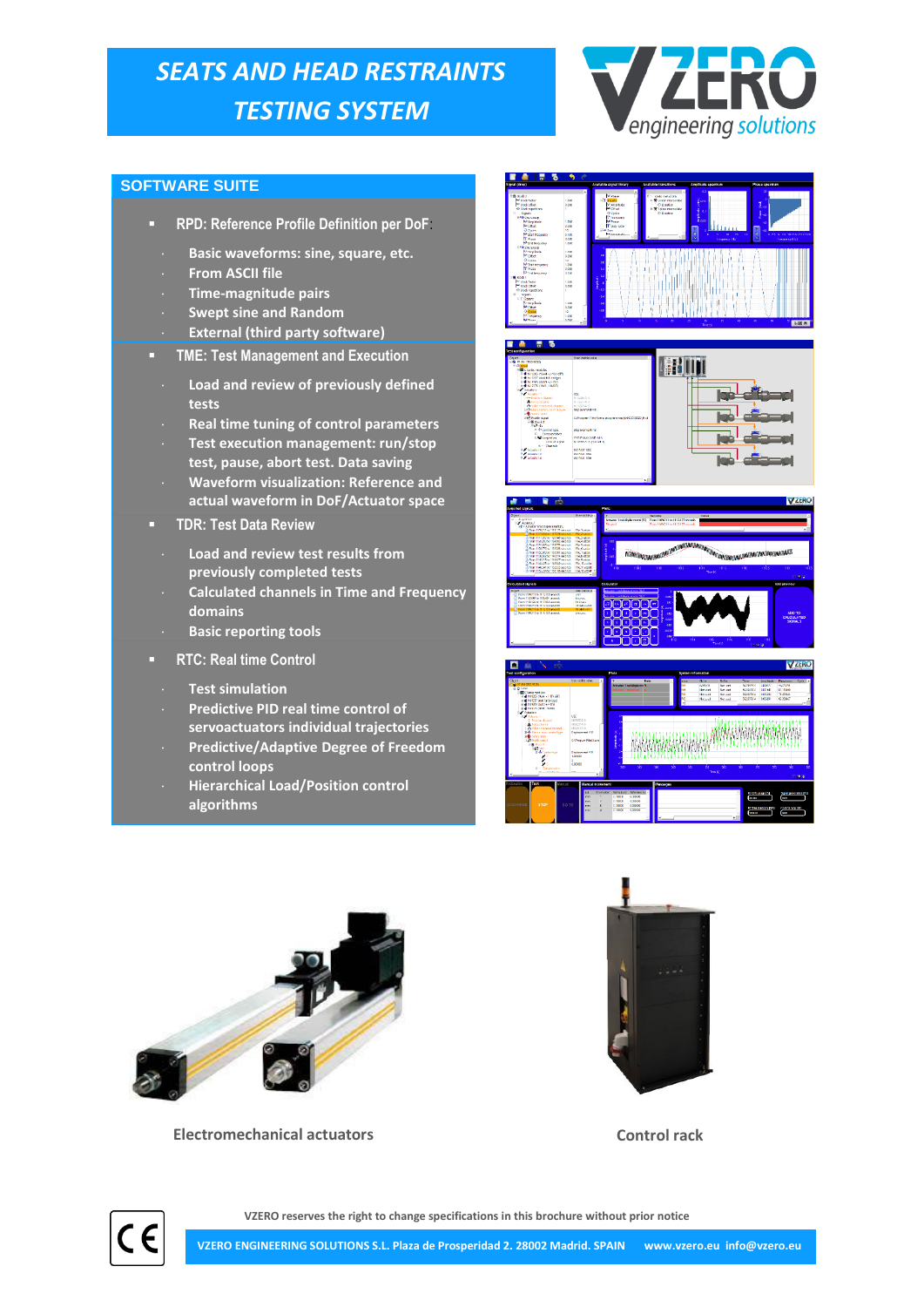# SEATS AND HEAD RESTRAINTS TESTING SYSTEM

VZERO engineering solutions

## SOFTWARE SUITE

- **RPD: Reference Profile Definition per DoF:**
  - Basic waveforms: sine, square, etc.
  - From ASCII file
  - Time-magnitude pairs
  - Swept sine and Random
  - External (third party software)
- **TME: Test Management and Execution**
  - Load and review of previously defined tests
  - Real time tuning of control parameters
  - Test execution management: run/stop test, pause, abort test. Data saving
  - Waveform visualization: Reference and actual waveform in DoF/Actuator space
- **TDR: Test Data Review**
  - Load and review test results from previously completed tests
  - Calculated channels in Time and Frequency domains
  - Basic reporting tools
- **RTC: Real time Control**
  - Test simulation
  - Predictive PID real time control of servoactuators individual trajectories
  - Predictive/Adaptive Degree of Freedom control loops
  - Hierarchical Load/Position control algorithms

Electromechanical actuators

Control rack

VZERO reserves the right to change specifications in this brochure without prior notice

VZERO ENGINEERING SOLUTIONS S.L. Plaza de Prosperidad 2. 28002 Madrid. SPAIN www.vzero.eu info@vzero.eu